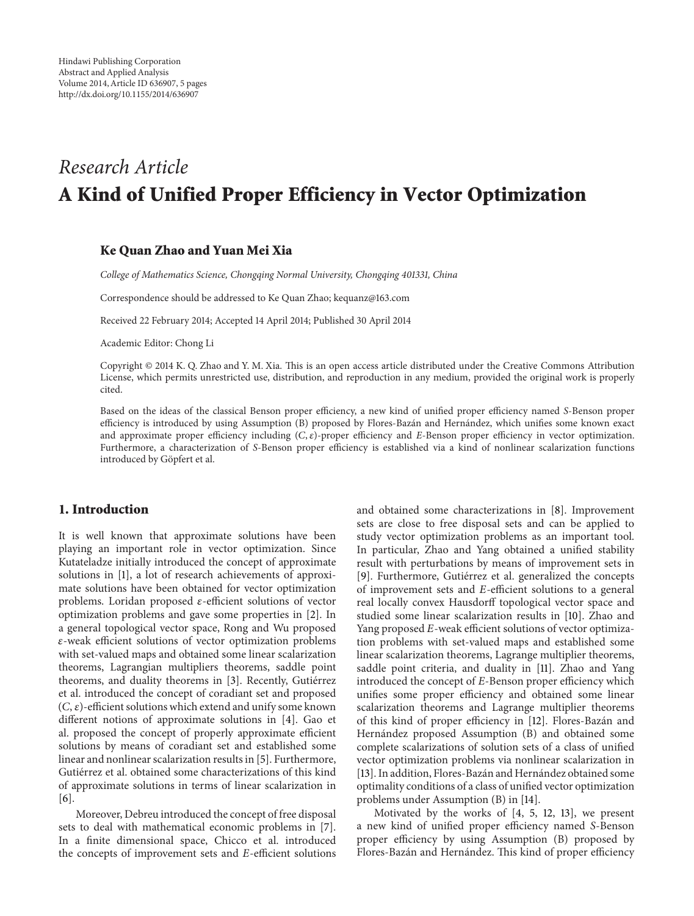Hindawi Publishing Corporation
Abstract and Applied Analysis
Volume 2014, Article ID 636907, 5 pages
http://dx.doi.org/10.1155/2014/636907

*Research Article*

# A Kind of Unified Proper Efficiency in Vector Optimization

**Ke Quan Zhao and Yuan Mei Xia**

*College of Mathematics Science, Chongqing Normal University, Chongqing 401331, China*

Correspondence should be addressed to Ke Quan Zhao; kequanz@163.com

Received 22 February 2014; Accepted 14 April 2014; Published 30 April 2014

Academic Editor: Chong Li

Copyright © 2014 K. Q. Zhao and Y. M. Xia. This is an open access article distributed under the Creative Commons Attribution License, which permits unrestricted use, distribution, and reproduction in any medium, provided the original work is properly cited.

Based on the ideas of the classical Benson proper efficiency, a new kind of unified proper efficiency named $S$-Benson proper efficiency is introduced by using Assumption (B) proposed by Flores-Bazán and Hernández, which unifies some known exact and approximate proper efficiency including $(C, \varepsilon)$-proper efficiency and $E$-Benson proper efficiency in vector optimization. Furthermore, a characterization of $S$-Benson proper efficiency is established via a kind of nonlinear scalarization functions introduced by Göpfert et al.

## 1. Introduction

It is well known that approximate solutions have been playing an important role in vector optimization. Since Kutateladze initially introduced the concept of approximate solutions in [1], a lot of research achievements of approximate solutions have been obtained for vector optimization problems. Loridan proposed $\varepsilon$-efficient solutions of vector optimization problems and gave some properties in [2]. In a general topological vector space, Rong and Wu proposed $\varepsilon$-weak efficient solutions of vector optimization problems with set-valued maps and obtained some linear scalarization theorems, Lagrangian multipliers theorems, saddle point theorems, and duality theorems in [3]. Recently, Gutiérrez et al. introduced the concept of coradiant set and proposed $(C, \varepsilon)$-efficient solutions which extend and unify some known different notions of approximate solutions in [4]. Gao et al. proposed the concept of properly approximate efficient solutions by means of coradiant set and established some linear and nonlinear scalarization results in [5]. Furthermore, Gutiérrez et al. obtained some characterizations of this kind of approximate solutions in terms of linear scalarization in [6].

Moreover, Debreu introduced the concept of free disposal sets to deal with mathematical economic problems in [7]. In a finite dimensional space, Chicco et al. introduced the concepts of improvement sets and $E$-efficient solutions and obtained some characterizations in [8]. Improvement sets are close to free disposal sets and can be applied to study vector optimization problems as an important tool. In particular, Zhao and Yang obtained a unified stability result with perturbations by means of improvement sets in [9]. Furthermore, Gutiérrez et al. generalized the concepts of improvement sets and $E$-efficient solutions to a general real locally convex Hausdorff topological vector space and studied some linear scalarization results in [10]. Zhao and Yang proposed $E$-weak efficient solutions of vector optimization problems with set-valued maps and established some linear scalarization theorems, Lagrange multiplier theorems, saddle point criteria, and duality in [11]. Zhao and Yang introduced the concept of $E$-Benson proper efficiency which unifies some proper efficiency and obtained some linear scalarization theorems and Lagrange multiplier theorems of this kind of proper efficiency in [12]. Flores-Bazán and Hernández proposed Assumption (B) and obtained some complete scalarizations of solution sets of a class of unified vector optimization problems via nonlinear scalarization in [13]. In addition, Flores-Bazán and Hernández obtained some optimality conditions of a class of unified vector optimization problems under Assumption (B) in [14].

Motivated by the works of [4, 5, 12, 13], we present a new kind of unified proper efficiency named $S$-Benson proper efficiency by using Assumption (B) proposed by Flores-Bazán and Hernández. This kind of proper efficiency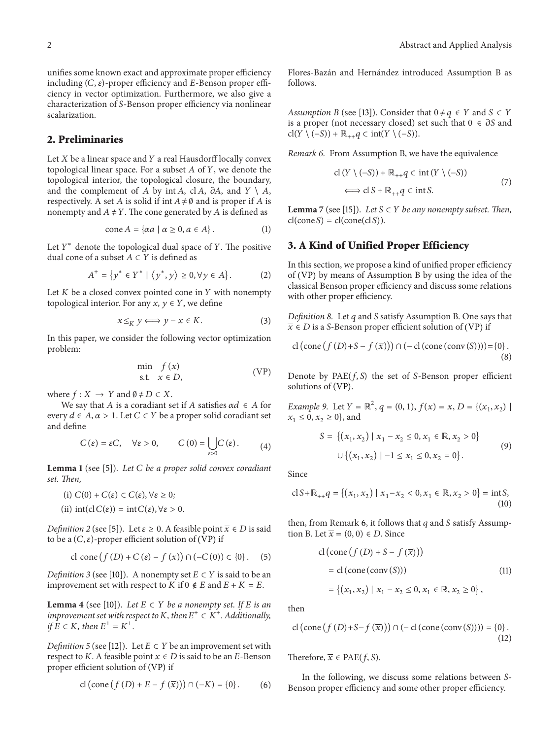unifies some known exact and approximate proper efficiency including $(C,\varepsilon)$-proper efficiency and $E$-Benson proper efficiency in vector optimization. Furthermore, we also give a characterization of $S$-Benson proper efficiency via nonlinear scalarization.

## 2. Preliminaries

Let $X$ be a linear space and $Y$ a real Hausdorff locally convex topological linear space. For a subset $A$ of $Y$, we denote the topological interior, the topological closure, the boundary, and the complement of $A$ by $\operatorname{int} A$, $\operatorname{cl} A$, $\partial A$, and $Y \setminus A$, respectively. A set $A$ is solid if $\operatorname{int} A \neq \emptyset$ and is proper if $A$ is nonempty and $A \neq Y$. The cone generated by $A$ is defined as

$$\operatorname{cone} A = \{\alpha a \mid \alpha \geq 0, a \in A\}. \tag{1}$$

Let $Y^*$ denote the topological dual space of $Y$. The positive dual cone of a subset $A \subset Y$ is defined as

$$A^+ = \{y^* \in Y^* \mid \langle y^*, y\rangle \geq 0, \forall y \in A\}. \tag{2}$$

Let $K$ be a closed convex pointed cone in $Y$ with nonempty topological interior. For any $x, y \in Y$, we define

$$x \leq_K y \Longleftrightarrow y - x \in K. \tag{3}$$

In this paper, we consider the following vector optimization problem:

$$\begin{aligned} \min \quad & f(x) \\ \text{s.t.} \quad & x \in D, \end{aligned} \tag{VP}$$

where $f : X \to Y$ and $\emptyset \neq D \subset X$.

We say that $A$ is a coradiant set if $A$ satisfies $\alpha d \in A$ for every $d \in A, \alpha > 1$. Let $C \subset Y$ be a proper solid coradiant set and define

$$C(\varepsilon) = \varepsilon C, \quad \forall \varepsilon > 0, \qquad C(0) = \bigcup_{\varepsilon > 0} C(\varepsilon). \tag{4}$$

**Lemma 1** (see [5]). *Let $C$ be a proper solid convex coradiant set. Then,*

(i) $C(0) + C(\varepsilon) \subset C(\varepsilon), \forall \varepsilon \geq 0$;

(ii) $\operatorname{int}(\operatorname{cl} C(\varepsilon)) = \operatorname{int} C(\varepsilon), \forall \varepsilon > 0$.

*Definition 2* (see [5]). Let $\varepsilon \geq 0$. A feasible point $\overline{x} \in D$ is said to be a $(C,\varepsilon)$-proper efficient solution of (VP) if

$$\operatorname{cl} \operatorname{cone}\left(f(D) + C(\varepsilon) - f(\overline{x})\right) \cap (-C(0)) \subset \{0\}. \tag{5}$$

*Definition 3* (see [10]). A nonempty set $E \subset Y$ is said to be an improvement set with respect to $K$ if $0 \notin E$ and $E + K = E$.

**Lemma 4** (see [10]). *Let $E \subset Y$ be a nonempty set. If $E$ is an improvement set with respect to $K$, then $E^+ \subset K^+$. Additionally, if $E \subset K$, then $E^+ = K^+$.*

*Definition 5* (see [12]). Let $E \subset Y$ be an improvement set with respect to $K$. A feasible point $\overline{x} \in D$ is said to be an $E$-Benson proper efficient solution of (VP) if

$$\operatorname{cl}\left(\operatorname{cone}\left(f(D) + E - f(\overline{x})\right)\right) \cap (-K) = \{0\}. \tag{6}$$

Flores-Bazán and Hernández introduced Assumption B as follows.

*Assumption B* (see [13]). Consider that $0 \neq q \in Y$ and $S \subset Y$ is a proper (not necessary closed) set such that $0 \in \partial S$ and $\operatorname{cl}(Y \setminus (-S)) + \mathbb{R}_{++} q \subset \operatorname{int}(Y \setminus (-S))$.

*Remark 6.* From Assumption B, we have the equivalence

$$\begin{gathered} \operatorname{cl}(Y \setminus (-S)) + \mathbb{R}_{++} q \subset \operatorname{int}(Y \setminus (-S)) \\ \Longleftrightarrow \operatorname{cl} S + \mathbb{R}_{++} q \subset \operatorname{int} S. \end{gathered} \tag{7}$$

**Lemma 7** (see [15]). *Let $S \subset Y$ be any nonempty subset. Then, $\operatorname{cl}(\operatorname{cone} S) = \operatorname{cl}(\operatorname{cone}(\operatorname{cl} S))$.*

## 3. A Kind of Unified Proper Efficiency

In this section, we propose a kind of unified proper efficiency of (VP) by means of Assumption B by using the idea of the classical Benson proper efficiency and discuss some relations with other proper efficiency.

*Definition 8.* Let $q$ and $S$ satisfy Assumption B. One says that $\overline{x} \in D$ is a $S$-Benson proper efficient solution of (VP) if

$$\operatorname{cl}\left(\operatorname{cone}\left(f(D) + S - f(\overline{x})\right)\right) \cap \left(-\operatorname{cl}\left(\operatorname{cone}\left(\operatorname{conv}(S)\right)\right)\right) = \{0\}. \tag{8}$$

Denote by $\operatorname{PAE}(f, S)$ the set of $S$-Benson proper efficient solutions of (VP).

*Example 9.* Let $Y = \mathbb{R}^2$, $q = (0, 1)$, $f(x) = x$, $D = \{(x_1, x_2) \mid x_1 \leq 0, x_2 \geq 0\}$, and

$$\begin{aligned} S = {} & \{(x_1, x_2) \mid x_1 - x_2 \leq 0, x_1 \in \mathbb{R}, x_2 > 0\} \\ & \cup \{(x_1, x_2) \mid -1 \leq x_1 \leq 0, x_2 = 0\}. \end{aligned} \tag{9}$$

Since

$$\operatorname{cl} S + \mathbb{R}_{++} q = \{(x_1, x_2) \mid x_1 - x_2 < 0, x_1 \in \mathbb{R}, x_2 > 0\} = \operatorname{int} S, \tag{10}$$

then, from Remark 6, it follows that $q$ and $S$ satisfy Assumption B. Let $\overline{x} = (0, 0) \in D$. Since

$$\begin{aligned} & \operatorname{cl}\left(\operatorname{cone}\left(f(D) + S - f(\overline{x})\right)\right) \\ & \quad = \operatorname{cl}\left(\operatorname{cone}\left(\operatorname{conv}(S)\right)\right) \\ & \quad = \{(x_1, x_2) \mid x_1 - x_2 \leq 0, x_1 \in \mathbb{R}, x_2 \geq 0\}, \end{aligned} \tag{11}$$

then

$$\operatorname{cl}\left(\operatorname{cone}\left(f(D) + S - f(\overline{x})\right)\right) \cap \left(-\operatorname{cl}\left(\operatorname{cone}\left(\operatorname{conv}(S)\right)\right)\right) = \{0\}. \tag{12}$$

Therefore, $\overline{x} \in \operatorname{PAE}(f, S)$.

In the following, we discuss some relations between $S$-Benson proper efficiency and some other proper efficiency.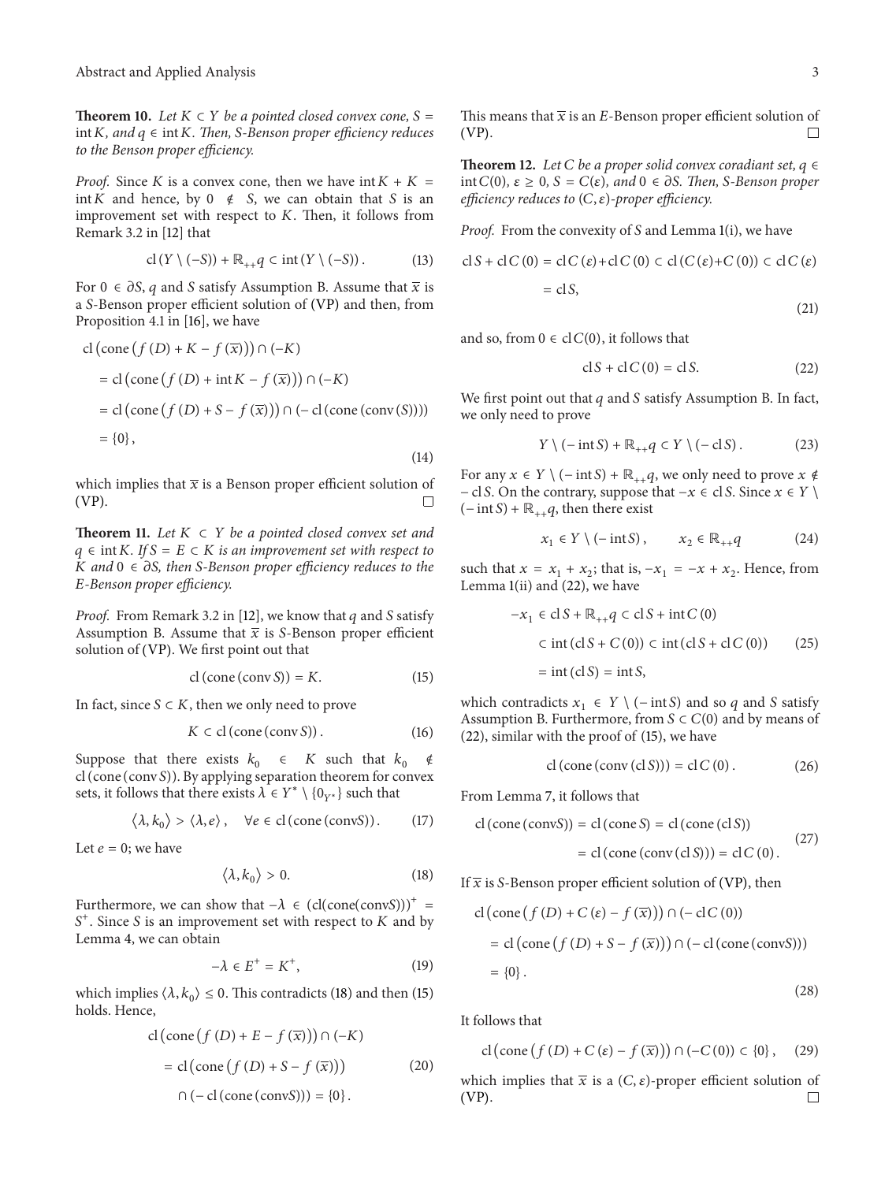**Theorem 10.** *Let $K \subset Y$ be a pointed closed convex cone, $S = \operatorname{int} K$, and $q \in \operatorname{int} K$. Then, $S$-Benson proper efficiency reduces to the Benson proper efficiency.*

*Proof.* Since $K$ is a convex cone, then we have $\operatorname{int} K + K = \operatorname{int} K$ and hence, by $0 \notin S$, we can obtain that $S$ is an improvement set with respect to $K$. Then, it follows from Remark 3.2 in [12] that

$$\operatorname{cl}(Y \setminus (-S)) + \mathbb{R}_{++}q \subset \operatorname{int}(Y \setminus (-S)). \tag{13}$$

For $0 \in \partial S$, $q$ and $S$ satisfy Assumption B. Assume that $\bar{x}$ is a $S$-Benson proper efficient solution of (VP) and then, from Proposition 4.1 in [16], we have

$$\begin{aligned}
&\operatorname{cl}(\operatorname{cone}(f(D) + K - f(\bar{x}))) \cap (-K) \\
&= \operatorname{cl}(\operatorname{cone}(f(D) + \operatorname{int} K - f(\bar{x}))) \cap (-K) \\
&= \operatorname{cl}(\operatorname{cone}(f(D) + S - f(\bar{x}))) \cap (-\operatorname{cl}(\operatorname{cone}(\operatorname{conv}(S)))) \\
&= \{0\},
\end{aligned} \tag{14}$$

which implies that $\bar{x}$ is a Benson proper efficient solution of (VP). $\square$

**Theorem 11.** *Let $K \subset Y$ be a pointed closed convex set and $q \in \operatorname{int} K$. If $S = E \subset K$ is an improvement set with respect to $K$ and $0 \in \partial S$, then $S$-Benson proper efficiency reduces to the $E$-Benson proper efficiency.*

*Proof.* From Remark 3.2 in [12], we know that $q$ and $S$ satisfy Assumption B. Assume that $\bar{x}$ is $S$-Benson proper efficient solution of (VP). We first point out that

$$\operatorname{cl}(\operatorname{cone}(\operatorname{conv} S)) = K. \tag{15}$$

In fact, since $S \subset K$, then we only need to prove

$$K \subset \operatorname{cl}(\operatorname{cone}(\operatorname{conv} S)). \tag{16}$$

Suppose that there exists $k_0 \in K$ such that $k_0 \notin \operatorname{cl}(\operatorname{cone}(\operatorname{conv} S))$. By applying separation theorem for convex sets, it follows that there exists $\lambda \in Y^* \setminus \{0_{Y^*}\}$ such that

$$\langle \lambda, k_0 \rangle > \langle \lambda, e \rangle, \quad \forall e \in \operatorname{cl}(\operatorname{cone}(\operatorname{conv} S)). \tag{17}$$

Let $e = 0$; we have

$$\langle \lambda, k_0 \rangle > 0. \tag{18}$$

Furthermore, we can show that $-\lambda \in (\operatorname{cl}(\operatorname{cone}(\operatorname{conv} S)))^+ = S^+$. Since $S$ is an improvement set with respect to $K$ and by Lemma 4, we can obtain

$$-\lambda \in E^+ = K^+, \tag{19}$$

which implies $\langle \lambda, k_0 \rangle \leq 0$. This contradicts (18) and then (15) holds. Hence,

$$\begin{aligned}
&\operatorname{cl}(\operatorname{cone}(f(D) + E - f(\bar{x}))) \cap (-K) \\
&= \operatorname{cl}(\operatorname{cone}(f(D) + S - f(\bar{x}))) \\
&\quad \cap (-\operatorname{cl}(\operatorname{cone}(\operatorname{conv} S))) = \{0\}.
\end{aligned} \tag{20}$$

This means that $\bar{x}$ is an $E$-Benson proper efficient solution of (VP). $\square$

**Theorem 12.** *Let $C$ be a proper solid convex coradiant set, $q \in \operatorname{int} C(0)$, $\varepsilon \geq 0$, $S = C(\varepsilon)$, and $0 \in \partial S$. Then, $S$-Benson proper efficiency reduces to $(C, \varepsilon)$-proper efficiency.*

*Proof.* From the convexity of $S$ and Lemma 1(i), we have

$$\begin{aligned}
\operatorname{cl} S + \operatorname{cl} C(0) &= \operatorname{cl} C(\varepsilon) + \operatorname{cl} C(0) \subset \operatorname{cl}(C(\varepsilon) + C(0)) \subset \operatorname{cl} C(\varepsilon) \\
&= \operatorname{cl} S,
\end{aligned} \tag{21}$$

and so, from $0 \in \operatorname{cl} C(0)$, it follows that

$$\operatorname{cl} S + \operatorname{cl} C(0) = \operatorname{cl} S. \tag{22}$$

We first point out that $q$ and $S$ satisfy Assumption B. In fact, we only need to prove

$$Y \setminus (-\operatorname{int} S) + \mathbb{R}_{++}q \subset Y \setminus (-\operatorname{cl} S). \tag{23}$$

For any $x \in Y \setminus (-\operatorname{int} S) + \mathbb{R}_{++}q$, we only need to prove $x \notin -\operatorname{cl} S$. On the contrary, suppose that $-x \in \operatorname{cl} S$. Since $x \in Y \setminus (-\operatorname{int} S) + \mathbb{R}_{++}q$, then there exist

$$x_1 \in Y \setminus (-\operatorname{int} S), \qquad x_2 \in \mathbb{R}_{++}q \tag{24}$$

such that $x = x_1 + x_2$; that is, $-x_1 = -x + x_2$. Hence, from Lemma 1(ii) and (22), we have

$$\begin{aligned}
-x_1 &\in \operatorname{cl} S + \mathbb{R}_{++}q \subset \operatorname{cl} S + \operatorname{int} C(0) \\
&\subset \operatorname{int}(\operatorname{cl} S + C(0)) \subset \operatorname{int}(\operatorname{cl} S + \operatorname{cl} C(0)) \\
&= \operatorname{int}(\operatorname{cl} S) = \operatorname{int} S,
\end{aligned} \tag{25}$$

which contradicts $x_1 \in Y \setminus (-\operatorname{int} S)$ and so $q$ and $S$ satisfy Assumption B. Furthermore, from $S \subset C(0)$ and by means of (22), similar with the proof of (15), we have

$$\operatorname{cl}(\operatorname{cone}(\operatorname{conv}(\operatorname{cl} S))) = \operatorname{cl} C(0). \tag{26}$$

From Lemma 7, it follows that

$$\begin{aligned}
\operatorname{cl}(\operatorname{cone}(\operatorname{conv} S)) &= \operatorname{cl}(\operatorname{cone} S) = \operatorname{cl}(\operatorname{cone}(\operatorname{cl} S)) \\
&= \operatorname{cl}(\operatorname{cone}(\operatorname{conv}(\operatorname{cl} S))) = \operatorname{cl} C(0).
\end{aligned} \tag{27}$$

If $\bar{x}$ is $S$-Benson proper efficient solution of (VP), then

$$\begin{aligned}
&\operatorname{cl}(\operatorname{cone}(f(D) + C(\varepsilon) - f(\bar{x}))) \cap (-\operatorname{cl} C(0)) \\
&= \operatorname{cl}(\operatorname{cone}(f(D) + S - f(\bar{x}))) \cap (-\operatorname{cl}(\operatorname{cone}(\operatorname{conv} S))) \\
&= \{0\}.
\end{aligned} \tag{28}$$

It follows that

$$\operatorname{cl}(\operatorname{cone}(f(D) + C(\varepsilon) - f(\bar{x}))) \cap (-C(0)) \subset \{0\}, \tag{29}$$

which implies that $\bar{x}$ is a $(C, \varepsilon)$-proper efficient solution of (VP). $\square$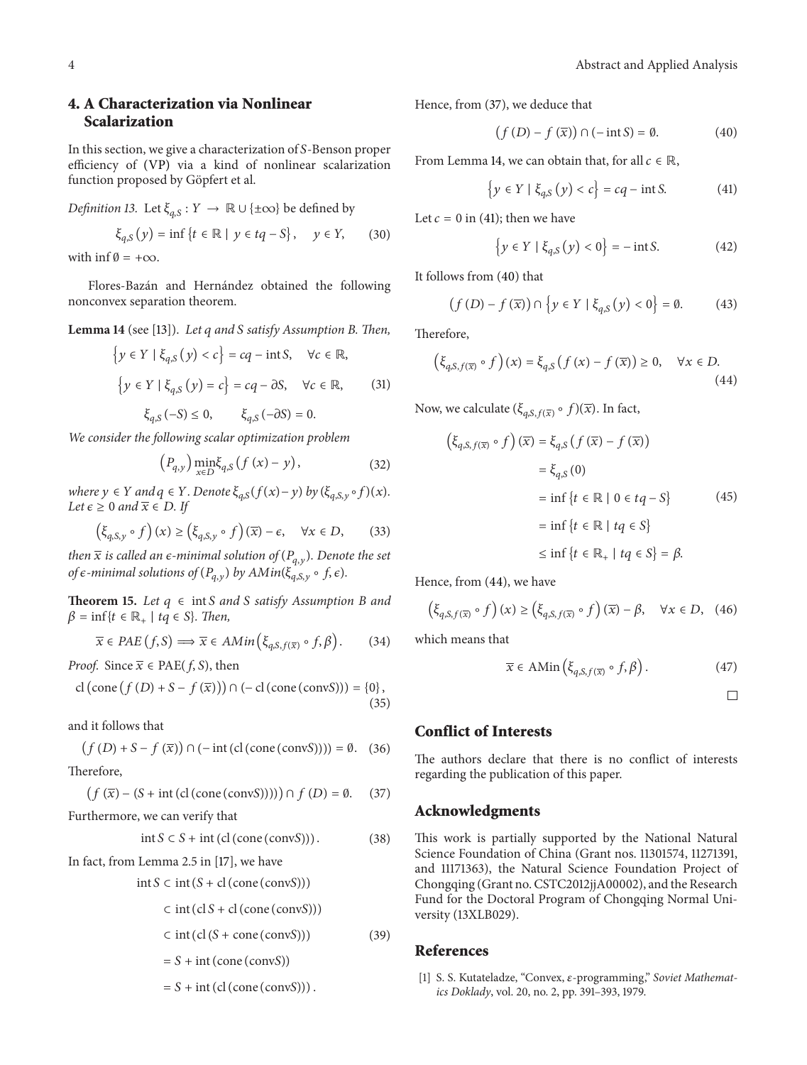## 4. A Characterization via Nonlinear Scalarization

In this section, we give a characterization of $S$-Benson proper efficiency of (VP) via a kind of nonlinear scalarization function proposed by Göpfert et al.

*Definition 13.* Let $\xi_{q,S} : Y \to \mathbb{R} \cup \{\pm\infty\}$ be defined by

$$\xi_{q,S}(y) = \inf\{t \in \mathbb{R} \mid y \in tq - S\}, \quad y \in Y, \tag{30}$$

with $\inf \emptyset = +\infty$.

Flores-Bazán and Hernández obtained the following nonconvex separation theorem.

**Lemma 14** (see [13]). *Let $q$ and $S$ satisfy Assumption B. Then,*

$$\begin{gathered}\{y \in Y \mid \xi_{q,S}(y) < c\} = cq - \operatorname{int} S, \quad \forall c \in \mathbb{R}, \\ \{y \in Y \mid \xi_{q,S}(y) = c\} = cq - \partial S, \quad \forall c \in \mathbb{R}, \\ \xi_{q,S}(-S) \le 0, \qquad \xi_{q,S}(-\partial S) = 0.\end{gathered} \tag{31}$$

*We consider the following scalar optimization problem*

$$(P_{q,y}) \min_{x \in D} \xi_{q,S}(f(x) - y), \tag{32}$$

*where $y \in Y$ and $q \in Y$. Denote $\xi_{q,S}(f(x)-y)$ by $(\xi_{q,S,y} \circ f)(x)$. Let $\epsilon \ge 0$ and $\overline{x} \in D$. If*

$$(\xi_{q,S,y} \circ f)(x) \ge (\xi_{q,S,y} \circ f)(\overline{x}) - \epsilon, \quad \forall x \in D, \tag{33}$$

*then $\overline{x}$ is called an $\epsilon$-minimal solution of $(P_{q,y})$. Denote the set of $\epsilon$-minimal solutions of $(P_{q,y})$ by $AMin(\xi_{q,S,y} \circ f, \epsilon)$.*

**Theorem 15.** *Let $q \in \operatorname{int} S$ and $S$ satisfy Assumption B and $\beta = \inf\{t \in \mathbb{R}_+ \mid tq \in S\}$. Then,*

$$\overline{x} \in PAE(f, S) \Longrightarrow \overline{x} \in AMin(\xi_{q,S,f(\overline{x})} \circ f, \beta). \tag{34}$$

*Proof.* Since $\overline{x} \in \mathrm{PAE}(f, S)$, then

$$\operatorname{cl}(\operatorname{cone}(f(D) + S - f(\overline{x}))) \cap (-\operatorname{cl}(\operatorname{cone}(\operatorname{conv} S))) = \{0\}, \tag{35}$$

and it follows that

$$(f(D) + S - f(\overline{x})) \cap (-\operatorname{int}(\operatorname{cl}(\operatorname{cone}(\operatorname{conv} S)))) = \emptyset. \tag{36}$$

Therefore,

$$(f(\overline{x}) - (S + \operatorname{int}(\operatorname{cl}(\operatorname{cone}(\operatorname{conv} S))))) \cap f(D) = \emptyset. \tag{37}$$

Furthermore, we can verify that

$$\operatorname{int} S \subset S + \operatorname{int}(\operatorname{cl}(\operatorname{cone}(\operatorname{conv} S))). \tag{38}$$

In fact, from Lemma 2.5 in [17], we have

$$\begin{aligned}\operatorname{int} S &\subset \operatorname{int}(S + \operatorname{cl}(\operatorname{cone}(\operatorname{conv} S))) \\ &\subset \operatorname{int}(\operatorname{cl} S + \operatorname{cl}(\operatorname{cone}(\operatorname{conv} S))) \\ &\subset \operatorname{int}(\operatorname{cl}(S + \operatorname{cone}(\operatorname{conv} S))) \\ &= S + \operatorname{int}(\operatorname{cone}(\operatorname{conv} S)) \\ &= S + \operatorname{int}(\operatorname{cl}(\operatorname{cone}(\operatorname{conv} S))).\end{aligned} \tag{39}$$

Hence, from (37), we deduce that

$$(f(D) - f(\overline{x})) \cap (-\operatorname{int} S) = \emptyset. \tag{40}$$

From Lemma 14, we can obtain that, for all $c \in \mathbb{R}$,

$$\{y \in Y \mid \xi_{q,S}(y) < c\} = cq - \operatorname{int} S. \tag{41}$$

Let $c = 0$ in (41); then we have

$$\{y \in Y \mid \xi_{q,S}(y) < 0\} = -\operatorname{int} S. \tag{42}$$

It follows from (40) that

$$(f(D) - f(\overline{x})) \cap \{y \in Y \mid \xi_{q,S}(y) < 0\} = \emptyset. \tag{43}$$

Therefore,

$$(\xi_{q,S,f(\overline{x})} \circ f)(x) = \xi_{q,S}(f(x) - f(\overline{x})) \ge 0, \quad \forall x \in D. \tag{44}$$

Now, we calculate $(\xi_{q,S,f(\overline{x})} \circ f)(\overline{x})$. In fact,

$$\begin{aligned}(\xi_{q,S,f(\overline{x})} \circ f)(\overline{x}) &= \xi_{q,S}(f(\overline{x}) - f(\overline{x})) \\ &= \xi_{q,S}(0) \\ &= \inf\{t \in \mathbb{R} \mid 0 \in tq - S\} \\ &= \inf\{t \in \mathbb{R} \mid tq \in S\} \\ &\le \inf\{t \in \mathbb{R}_+ \mid tq \in S\} = \beta.\end{aligned} \tag{45}$$

Hence, from (44), we have

$$(\xi_{q,S,f(\overline{x})} \circ f)(x) \ge (\xi_{q,S,f(\overline{x})} \circ f)(\overline{x}) - \beta, \quad \forall x \in D, \tag{46}$$

which means that

$$\overline{x} \in \mathrm{AMin}(\xi_{q,S,f(\overline{x})} \circ f, \beta). \tag{47}$$

□

## Conflict of Interests

The authors declare that there is no conflict of interests regarding the publication of this paper.

## Acknowledgments

This work is partially supported by the National Natural Science Foundation of China (Grant nos. 11301574, 11271391, and 11171363), the Natural Science Foundation Project of Chongqing (Grant no. CSTC2012jjA00002), and the Research Fund for the Doctoral Program of Chongqing Normal University (13XLB029).

## References

[1] S. S. Kutateladze, "Convex, $\varepsilon$-programming," *Soviet Mathematics Doklady*, vol. 20, no. 2, pp. 391–393, 1979.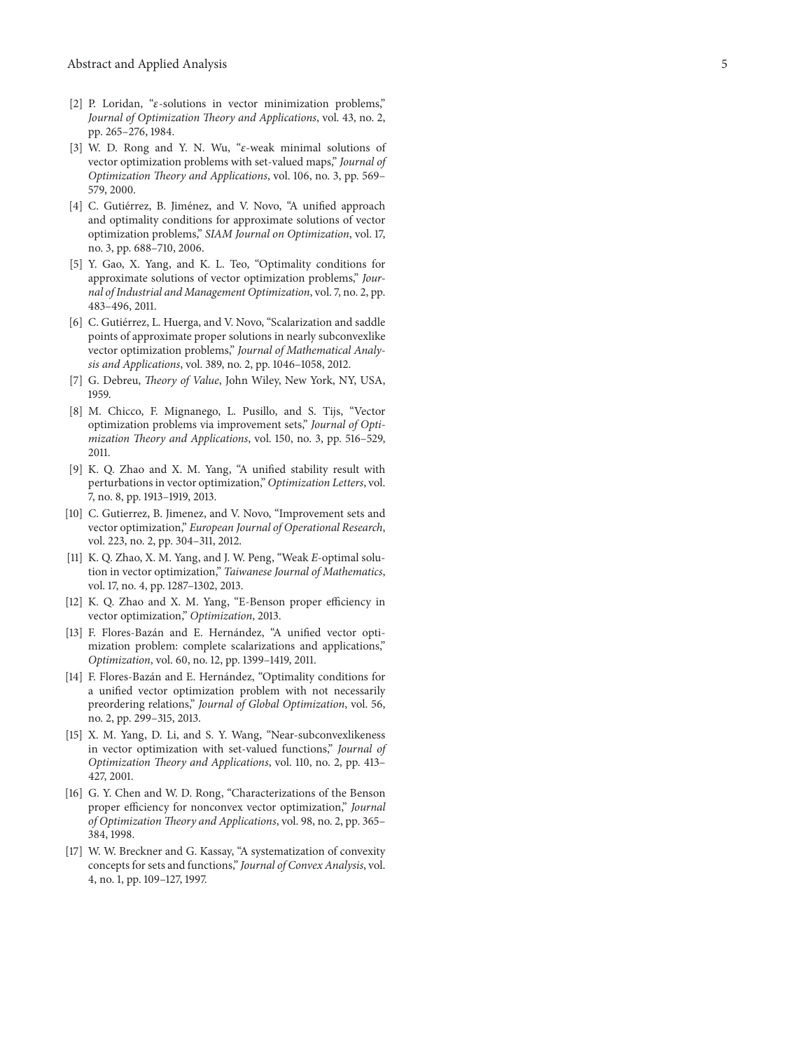[2] P. Loridan, "$\varepsilon$-solutions in vector minimization problems," *Journal of Optimization Theory and Applications*, vol. 43, no. 2, pp. 265–276, 1984.

[3] W. D. Rong and Y. N. Wu, "$\varepsilon$-weak minimal solutions of vector optimization problems with set-valued maps," *Journal of Optimization Theory and Applications*, vol. 106, no. 3, pp. 569–579, 2000.

[4] C. Gutiérrez, B. Jiménez, and V. Novo, "A unified approach and optimality conditions for approximate solutions of vector optimization problems," *SIAM Journal on Optimization*, vol. 17, no. 3, pp. 688–710, 2006.

[5] Y. Gao, X. Yang, and K. L. Teo, "Optimality conditions for approximate solutions of vector optimization problems," *Journal of Industrial and Management Optimization*, vol. 7, no. 2, pp. 483–496, 2011.

[6] C. Gutiérrez, L. Huerga, and V. Novo, "Scalarization and saddle points of approximate proper solutions in nearly subconvexlike vector optimization problems," *Journal of Mathematical Analysis and Applications*, vol. 389, no. 2, pp. 1046–1058, 2012.

[7] G. Debreu, *Theory of Value*, John Wiley, New York, NY, USA, 1959.

[8] M. Chicco, F. Mignanego, L. Pusillo, and S. Tijs, "Vector optimization problems via improvement sets," *Journal of Optimization Theory and Applications*, vol. 150, no. 3, pp. 516–529, 2011.

[9] K. Q. Zhao and X. M. Yang, "A unified stability result with perturbations in vector optimization," *Optimization Letters*, vol. 7, no. 8, pp. 1913–1919, 2013.

[10] C. Gutierrez, B. Jimenez, and V. Novo, "Improvement sets and vector optimization," *European Journal of Operational Research*, vol. 223, no. 2, pp. 304–311, 2012.

[11] K. Q. Zhao, X. M. Yang, and J. W. Peng, "Weak $E$-optimal solution in vector optimization," *Taiwanese Journal of Mathematics*, vol. 17, no. 4, pp. 1287–1302, 2013.

[12] K. Q. Zhao and X. M. Yang, "E-Benson proper efficiency in vector optimization," *Optimization*, 2013.

[13] F. Flores-Bazán and E. Hernández, "A unified vector optimization problem: complete scalarizations and applications," *Optimization*, vol. 60, no. 12, pp. 1399–1419, 2011.

[14] F. Flores-Bazán and E. Hernández, "Optimality conditions for a unified vector optimization problem with not necessarily preordering relations," *Journal of Global Optimization*, vol. 56, no. 2, pp. 299–315, 2013.

[15] X. M. Yang, D. Li, and S. Y. Wang, "Near-subconvexlikeness in vector optimization with set-valued functions," *Journal of Optimization Theory and Applications*, vol. 110, no. 2, pp. 413–427, 2001.

[16] G. Y. Chen and W. D. Rong, "Characterizations of the Benson proper efficiency for nonconvex vector optimization," *Journal of Optimization Theory and Applications*, vol. 98, no. 2, pp. 365–384, 1998.

[17] W. W. Breckner and G. Kassay, "A systematization of convexity concepts for sets and functions," *Journal of Convex Analysis*, vol. 4, no. 1, pp. 109–127, 1997.